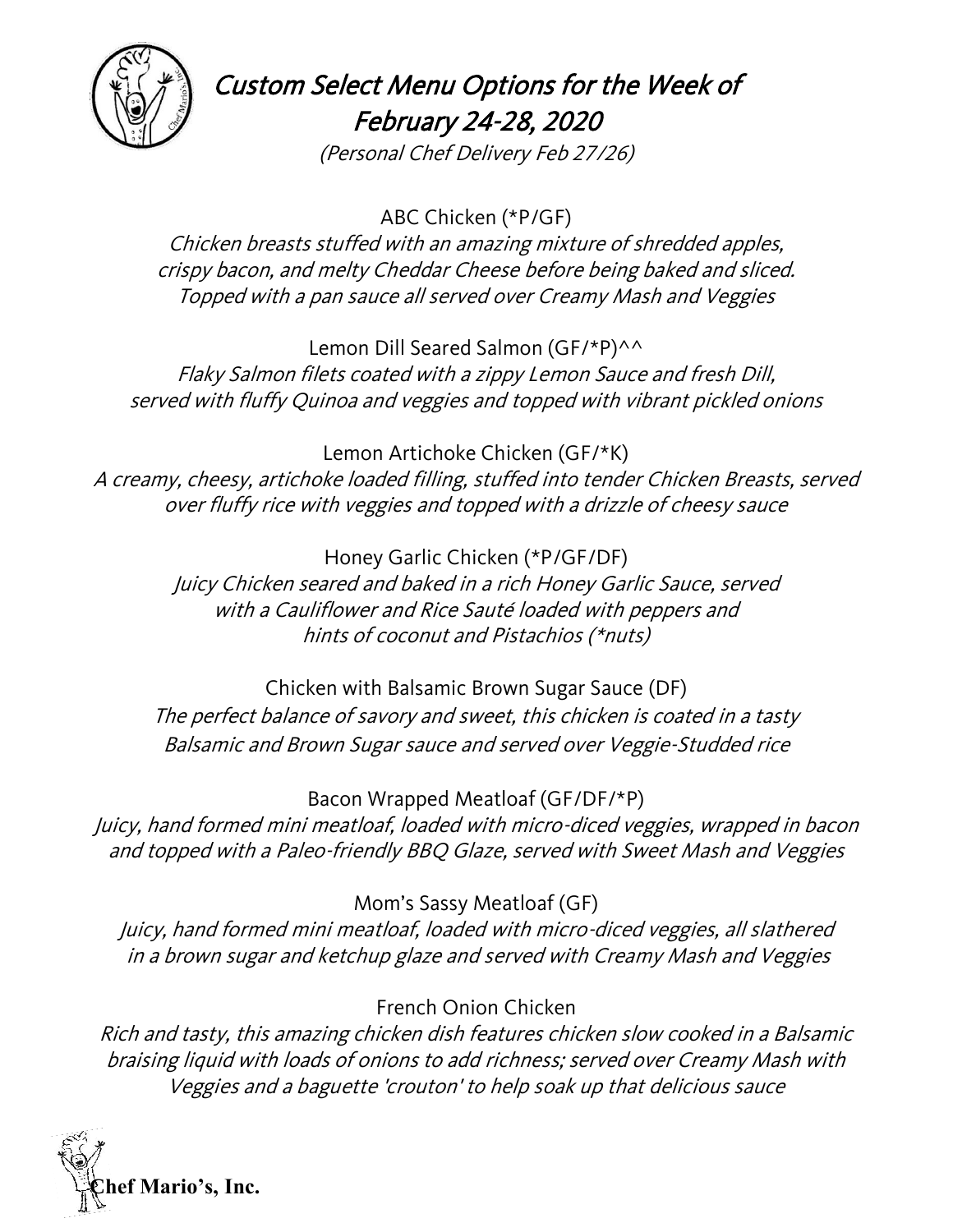# *Custom Select Menu Options for the Week of February 24-28, 2020*

*(Personal Chef Delivery Feb 27/26)*

ABC Chicken (*P/GF)

*Chicken breasts stuffed with an amazing mixture of shredded apples, crispy bacon, and melty Cheddar Cheese before being baked and sliced. Topped with a pan sauce all served over Creamy Mash and Veggies*

Lemon Dill Seared Salmon (GF/*P)^^

*Flaky Salmon filets coated with a zippy Lemon Sauce and fresh Dill, served with fluffy Quinoa and veggies and topped with vibrant pickled onions*

Lemon Artichoke Chicken (GF/*K)

*A creamy, cheesy, artichoke loaded filling, stuffed into tender Chicken Breasts, served over fluffy rice with veggies and topped with a drizzle of cheesy sauce*

Honey Garlic Chicken (*P/GF/DF)

*Juicy Chicken seared and baked in a rich Honey Garlic Sauce, served with a Cauliflower and Rice Sauté loaded with peppers and hints of coconut and Pistachios (*nuts)*

Chicken with Balsamic Brown Sugar Sauce (DF)

*The perfect balance of savory and sweet, this chicken is coated in a tasty Balsamic and Brown Sugar sauce and served over Veggie-Studded rice*

Bacon Wrapped Meatloaf (GF/DF/*P)

*Juicy, hand formed mini meatloaf, loaded with micro-diced veggies, wrapped in bacon and topped with a Paleo-friendly BBQ Glaze, served with Sweet Mash and Veggies*

Mom's Sassy Meatloaf (GF)

*Juicy, hand formed mini meatloaf, loaded with micro-diced veggies, all slathered in a brown sugar and ketchup glaze and served with Creamy Mash and Veggies*

French Onion Chicken

*Rich and tasty, this amazing chicken dish features chicken slow cooked in a Balsamic braising liquid with loads of onions to add richness; served over Creamy Mash with Veggies and a baguette 'crouton' to help soak up that delicious sauce*

**Chef Mario's, Inc.**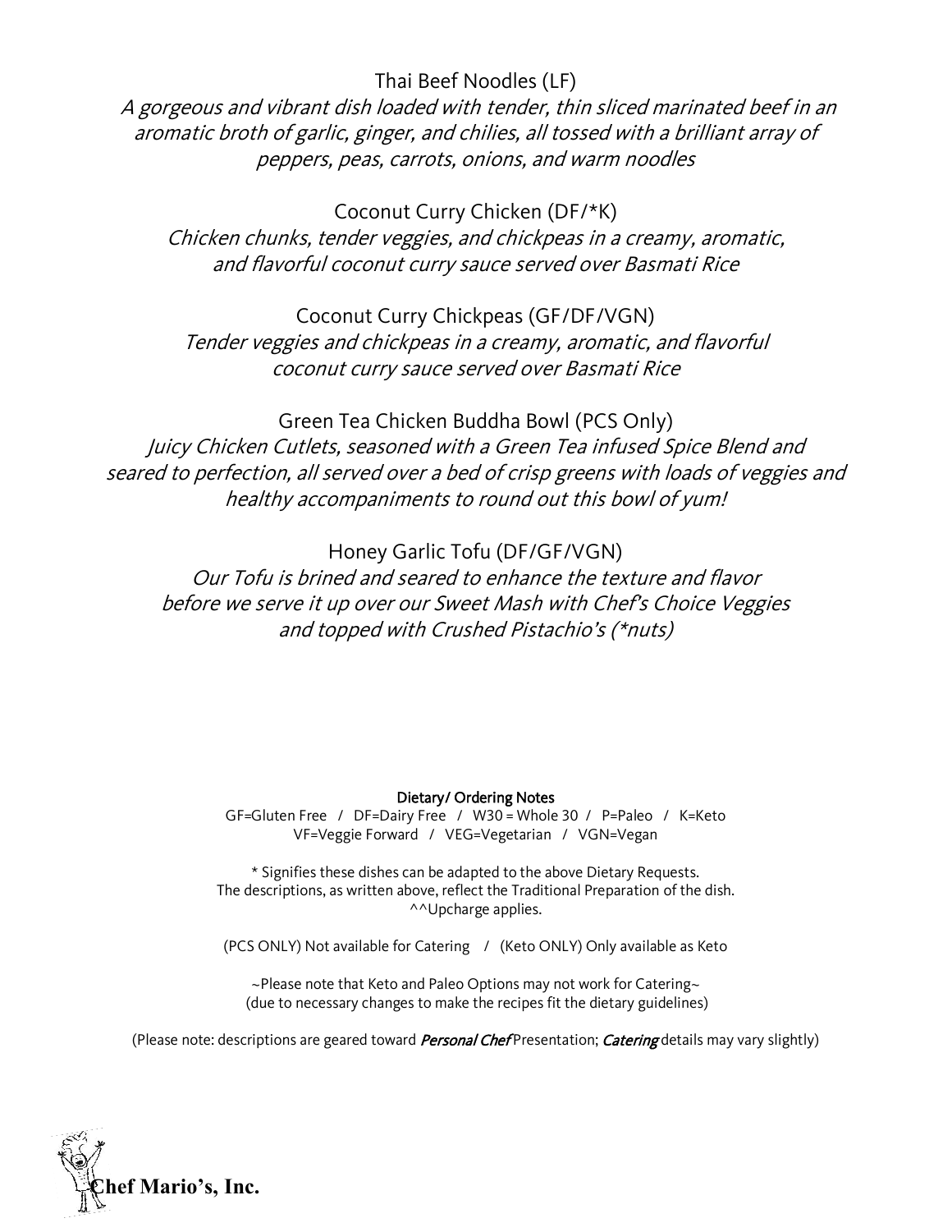Thai Beef Noodles (LF)

*A gorgeous and vibrant dish loaded with tender, thin sliced marinated beef in an aromatic broth of garlic, ginger, and chilies, all tossed with a brilliant array of peppers, peas, carrots, onions, and warm noodles*

Coconut Curry Chicken (DF/*K)

*Chicken chunks, tender veggies, and chickpeas in a creamy, aromatic, and flavorful coconut curry sauce served over Basmati Rice*

Coconut Curry Chickpeas (GF/DF/VGN)

*Tender veggies and chickpeas in a creamy, aromatic, and flavorful coconut curry sauce served over Basmati Rice*

Green Tea Chicken Buddha Bowl (PCS Only)

*Juicy Chicken Cutlets, seasoned with a Green Tea infused Spice Blend and seared to perfection, all served over a bed of crisp greens with loads of veggies and healthy accompaniments to round out this bowl of yum!*

Honey Garlic Tofu (DF/GF/VGN)

*Our Tofu is brined and seared to enhance the texture and flavor before we serve it up over our Sweet Mash with Chef's Choice Veggies and topped with Crushed Pistachio's (*nuts)*

**Dietary/ Ordering Notes**

GF=Gluten Free / DF=Dairy Free / W30 = Whole 30 / P=Paleo / K=Keto
VF=Veggie Forward / VEG=Vegetarian / VGN=Vegan

* Signifies these dishes can be adapted to the above Dietary Requests.
The descriptions, as written above, reflect the Traditional Preparation of the dish.
^^Upcharge applies.

(PCS ONLY) Not available for Catering / (Keto ONLY) Only available as Keto

~Please note that Keto and Paleo Options may not work for Catering~
(due to necessary changes to make the recipes fit the dietary guidelines)

(Please note: descriptions are geared toward ***Personal Chef*** Presentation; ***Catering*** details may vary slightly)

**Chef Mario's, Inc.**